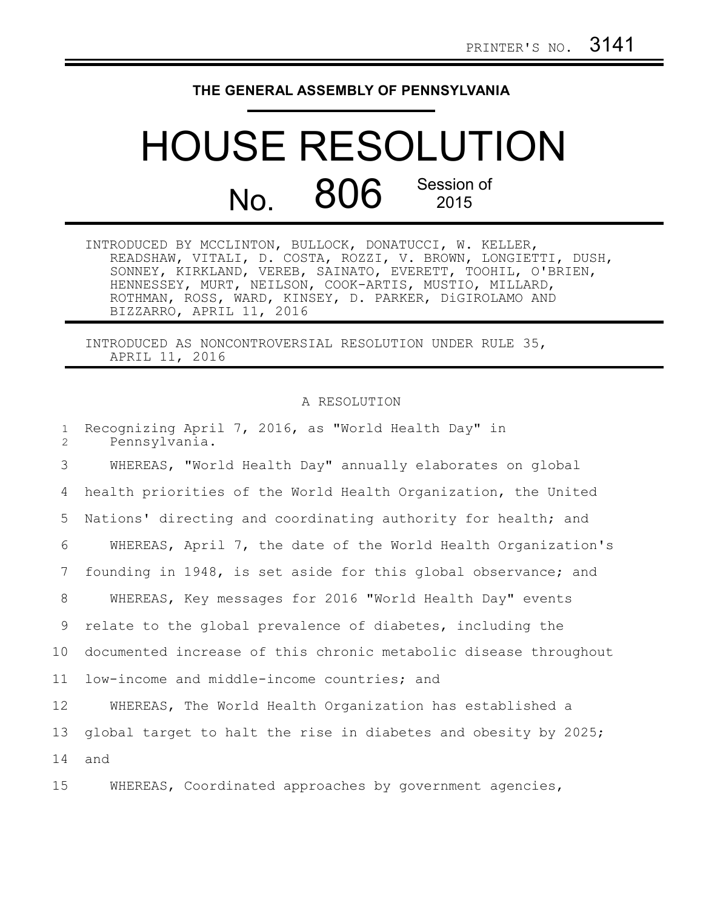PRINTER'S NO. 3141

**THE GENERAL ASSEMBLY OF PENNSYLVANIA**

# HOUSE RESOLUTION

## No. 806 Session of 2015

INTRODUCED BY MCCLINTON, BULLOCK, DONATUCCI, W. KELLER, READSHAW, VITALI, D. COSTA, ROZZI, V. BROWN, LONGIETTI, DUSH, SONNEY, KIRKLAND, VEREB, SAINATO, EVERETT, TOOHIL, O'BRIEN, HENNESSEY, MURT, NEILSON, COOK-ARTIS, MUSTIO, MILLARD, ROTHMAN, ROSS, WARD, KINSEY, D. PARKER, DiGIROLAMO AND BIZZARRO, APRIL 11, 2016

INTRODUCED AS NONCONTROVERSIAL RESOLUTION UNDER RULE 35, APRIL 11, 2016

A RESOLUTION

1 Recognizing April 7, 2016, as "World Health Day" in
2 Pennsylvania.

3 WHEREAS, "World Health Day" annually elaborates on global
4 health priorities of the World Health Organization, the United
5 Nations' directing and coordinating authority for health; and
6 WHEREAS, April 7, the date of the World Health Organization's
7 founding in 1948, is set aside for this global observance; and
8 WHEREAS, Key messages for 2016 "World Health Day" events
9 relate to the global prevalence of diabetes, including the
10 documented increase of this chronic metabolic disease throughout
11 low-income and middle-income countries; and
12 WHEREAS, The World Health Organization has established a
13 global target to halt the rise in diabetes and obesity by 2025;
14 and
15 WHEREAS, Coordinated approaches by government agencies,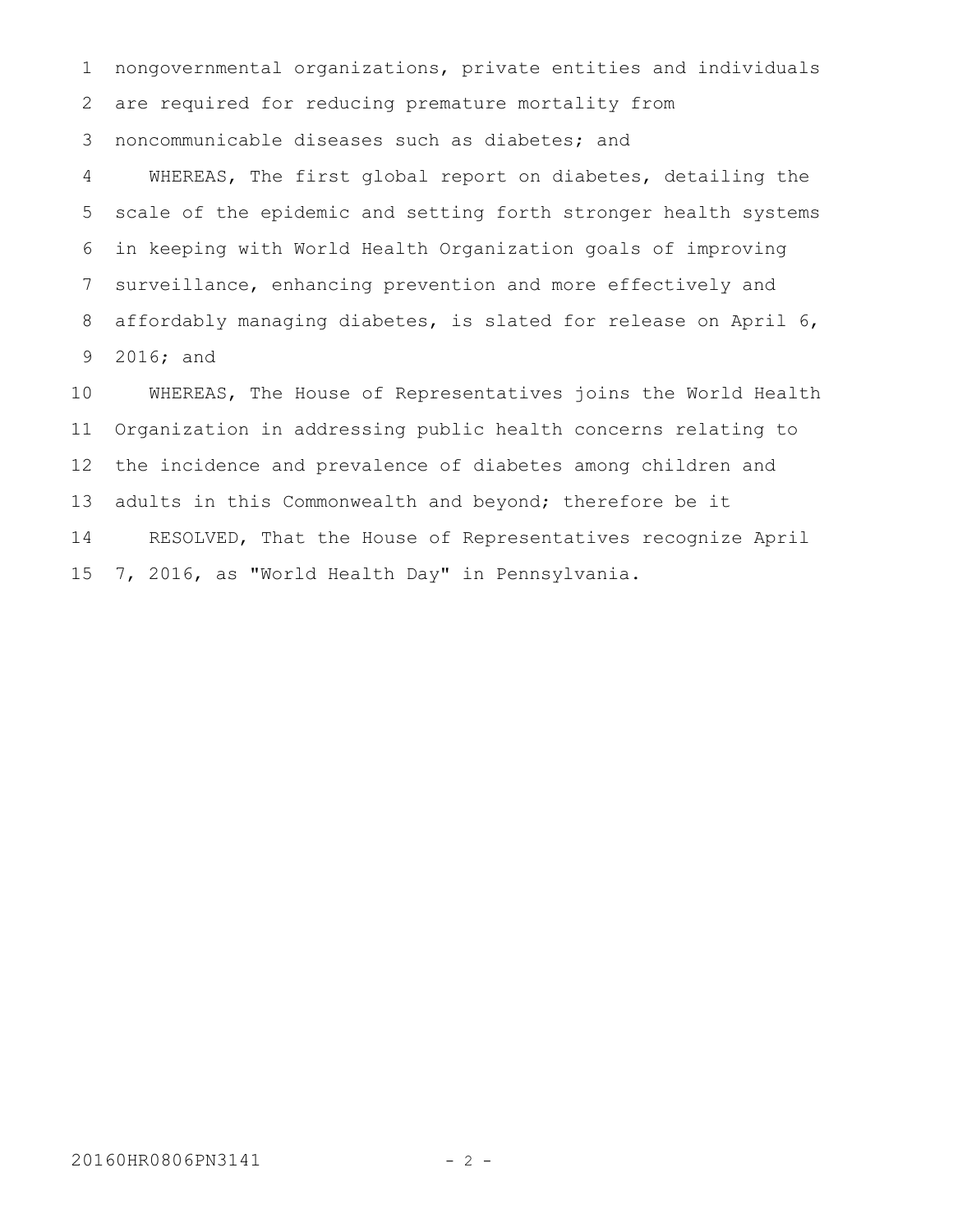nongovernmental organizations, private entities and individuals are required for reducing premature mortality from noncommunicable diseases such as diabetes; and

WHEREAS, The first global report on diabetes, detailing the scale of the epidemic and setting forth stronger health systems in keeping with World Health Organization goals of improving surveillance, enhancing prevention and more effectively and affordably managing diabetes, is slated for release on April 6, 2016; and

WHEREAS, The House of Representatives joins the World Health Organization in addressing public health concerns relating to the incidence and prevalence of diabetes among children and adults in this Commonwealth and beyond; therefore be it

RESOLVED, That the House of Representatives recognize April 7, 2016, as "World Health Day" in Pennsylvania.